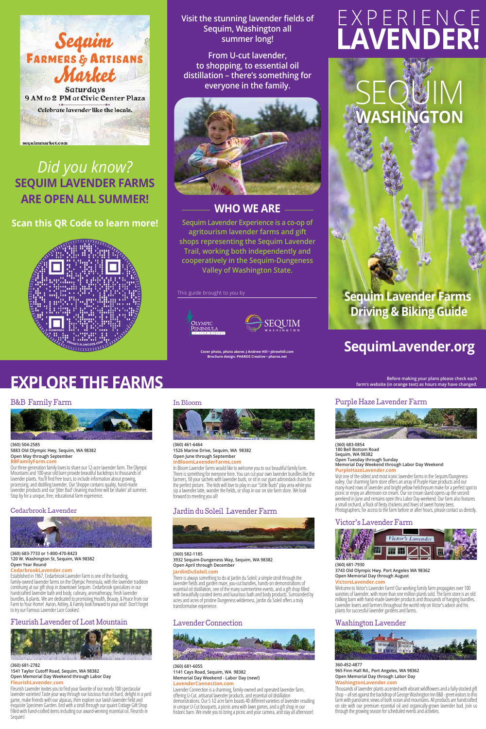Sequim Farmers & Artisans Market

Saturdays
9 AM to 2 PM at Civic Center Plaza

Celebrate lavender like the locals.

sequimmarket.com

*Did you know?*

**SEQUIM LAVENDER FARMS ARE OPEN ALL SUMMER!**

**Scan this QR Code to learn more!**

Visit the stunning lavender fields of Sequim, Washington all summer long!

From U-cut lavender, to shopping, to essential oil distillation – there's something for everyone in the family.

## WHO WE ARE

Sequim Lavender Experience is a co-op of agritourism lavender farms and gift shops representing the Sequim Lavender Trail, working both independently and cooperatively in the Sequim-Dungeness Valley of Washington State.

This guide brought to you by

Olympic Peninsula Visitor Bureau | Sequim Washington

Cover photo, photo above: J Andrew Hill • jdrewhill.com
Brochure design: PHAROS Creative • pharos.net

# EXPERIENCE LAVENDER!

# SEQUIM WASHINGTON

**Sequim Lavender Farms Driving & Biking Guide**

## SequimLavender.org

# EXPLORE THE FARMS

Before making your plans please check each farm's website (in orange text) as hours may have changed.

### B&B Family Farm

(360) 504-2585
5883 Old Olympic Hwy, Sequim, WA 98382
Open May through September
**BBFamilyFarm.com**

Our three-generation family loves to share our 12-acre lavender farm. The Olympic Mountains and 100-year old barn provide beautiful backdrops to thousands of lavender plants. You'll find free tours, to include information about growing, processing, and distilling lavender. Our Shoppe contains quality, hand-made lavender products and our "Jitter Bud" cleaning machine will be shakin' all summer. Stop by for a unique, free, educational farm experience.

### Cedarbrook Lavender

(360) 683-7733 or 1-800-470-8423
120 W. Washington St, Sequim, WA 98382
Open Year Round
**CedarbrookLavender.com**

Established in 1967, Cedarbrook Lavender Farm is one of the founding, family-owned lavender farms on the Olympic Peninsula, with the lavender tradition continuing at our gift shop in downtown Sequim. Cedarbrook specializes in our handcrafted lavender bath and body, culinary, aromatherapy, fresh lavender bundles, & plants. We are dedicated to promoting Health, Beauty, & Peace from our Farm to Your Home! Aaron, Ashley, & Family look forward to your visit! Don't forget to try our Famous Lavender Lace Cookies!

### Fleurish Lavender of Lost Mountain

(360) 681-2782
1541 Taylor Cutoff Road, Sequim, WA 98382
Open Memorial Day Weekend through Labor Day
**FleurishLavender.com**

Fleurish Lavender invites you to find your favorite of our nearly 100 spectacular lavender varieties! Taste your way through our luscious fruit orchard, delight in a yard game, make friends with our alpacas, then explore our lavish lavender field and exquisite Specimen Garden. End with a stroll through our quaint Cottage Gift Shop filled with hand-crafted items including our award-winning essential oil. Fleurish in Sequim!

### In Bloom

(360) 461-6464
1526 Marine Drive, Sequim, WA 98382
Open June through September
**InBloomLavenderFarms.com**

In Bloom Lavender farms would like to welcome you to our beautiful family farm. There is something for everyone here. You can cut your own lavender bundles like the farmers, fill your sachets with lavender buds, or sit in our giant adirondack chairs for the perfect picture. The kids will love to play in our "Little Buds" play area while you sip a lavender latte, wander the fields, or shop in our on site farm store. We look forward to meeting you all!

### Jardin du Soleil Lavender Farm

(360) 582-1185
3932 Sequim-Dungeness Way, Sequim, WA 98382
Open April through December
**JardinDuSoleil.com**

There is always something to do at Jardin du Soleil; a simple stroll through the lavender fields and garden maze, you-cut bundles, hands-on demonstrations of essential oil distillation, one of the many summertime events, and a gift shop filled with beautifully curated items and luxurious bath and body products. Surrounded by acres and acres of pristine Dungeness wilderness, Jardin du Soleil offers a truly transformative experience.

### Lavender Connection

(360) 681-6055
1141 Cays Road, Sequim, WA 98382
Memorial Day Weekend - Labor Day (new!)
**LavenderConnection.com**

Lavender Connection is a charming, family-owned and operated lavender farm, offering U-Cut, artisanal lavender products, and essential oil distillation demonstrations. Our 5 1/2 acre farm boasts 40 different varieties of lavender resulting in unique U-Cut bouquets, a picnic area with lawn games, and a gift shop in our historic barn. We invite you to bring a picnic and your camera, and stay all afternoon!

### Purple Haze Lavender Farm

(360) 683-0854
180 Bell Bottom Road
Sequim, WA 98382
Open Tuesday through Sunday
Memorial Day Weekend through Labor Day Weekend
**PurpleHazeLavender.com**

Visit one of the oldest and most iconic lavender farms in the Sequim/Dungeness valley. Our charming farm store offers an array of Purple Haze products and our many-hued rows of lavender and bright yellow helichrysum make for a perfect spot to picnic or enjoy an afternoon ice cream. Our ice cream stand opens up the second weekend in June and remains open thru Labor Day weekend. Our farm also features a small orchard, a flock of fiesty chickens and hives of sweet honey bees. Photographers: for access to the farm before or after hours, please contact us directly.

### Victor's Lavender Farm

(360) 681-7930
3743 Old Olympic Hwy. Port Angeles WA 98362
Open Memorial Day through August
**VictorsLavender.com**

Welcome to Victor's Lavender Farm! Our working family farm propagates over 100 varieties of lavender, with more than one million plants sold. The farm store is an old milking barn with hand-made lavender products and thousands of hanging bundles. Lavender lovers and farmers throughout the world rely on Victor's advice and his plants for successful lavender gardens and farms.

### Washington Lavender

360-452-4877
965 Finn Hall Rd., Port Angeles, WA 98362
Open Memorial Day through Labor Day
**WashingtonLavender.com**

Thousands of lavender plants accented with vibrant wildflowers and a fully-stocked gift shop – all set against the backdrop of George Washington Inn B&B - greet visitors to this farm with panoramic views of both ocean and mountains. All products are handcrafted on site with our premium essential oil and organically-grown lavender bud. Join us through the growing season for scheduled events and activities.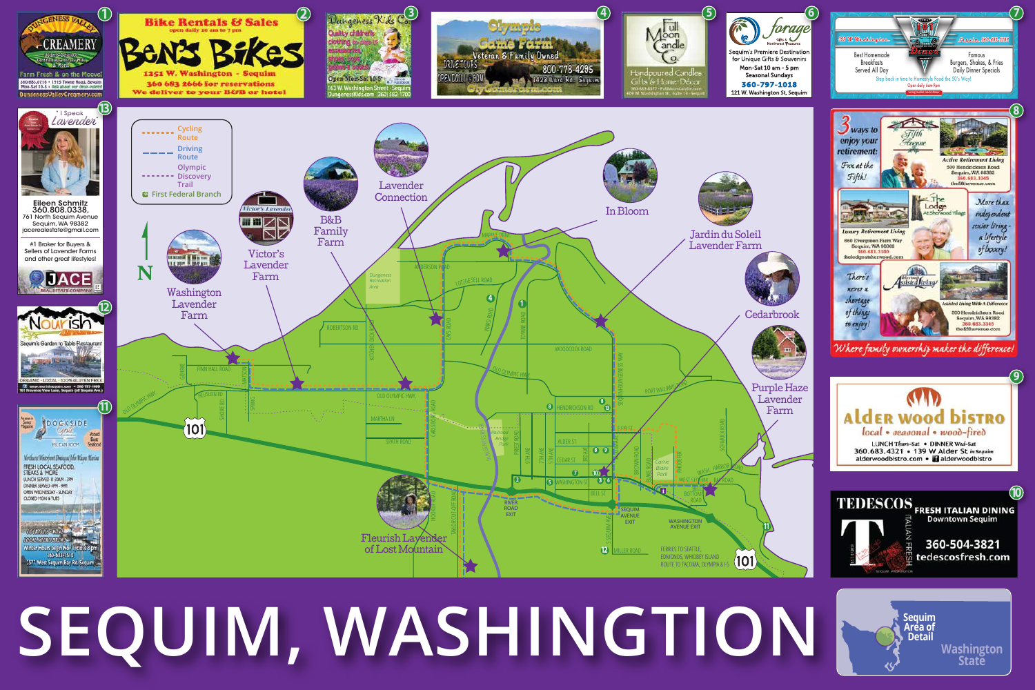# SEQUIM, WASHINGTON

## 1
**DUNGENESS VALLEY CREAMERY**

Udderly Delicious Certified Raw Grass-fed Milk & More

Farm Fresh & on the Moove!

360.683.0716 • 1915 Towne Road, Sequim
Mon-Sat 10-5 • Ask about our drop-points!

DungenessValleyCreamery.com

## 2
**Bike Rentals & Sales**

open daily 10 am to 7 pm

**Ben's Bikes**

1251 W. Washington - Sequim

360 683 2666 for reservations

We deliver to your B&B or hotel

## 3
**Dungeness Kids Co.**

Quality children's clothing, toys & accessories

Open Mon-Sat 10-5

163 W. Washington Street • Sequim
DungenessKids.com (360) 582 1700

## 4
**Olympic Game Farm**

Veteran & Family Owned

DRIVE TOURS

OPEN DAILY 9-4

800-778-4295

1423 Ward Rd. Sequim

OlyGameFarm.com

## 5
**Full Moon Candle Co.**

Handpoured Candles
Gifts & Home Décor

360-683-8377 • FullMoonCandle.com
409 W. Washington St., Suite 13 • Sequim

## 6
**forage**

Gifts & Northwest Treasures

Sequim's Premiere Destination for Unique Gifts & Souvenirs

Mon-Sat 10 am - 5 pm
Seasonal Sundays

360-797-1018

121 W. Washington St, Sequim

## 7
**Sequim Diner**

Best Homemade Breakfasts Served All Day

Famous Burgers, Shakes, & Fries
Daily Dinner Specials

Step back in time to Homestyle Food the 50's Way!

## 8
**3 ways to enjoy your retirement:**

Fun at the Fifth!

**Fifth Avenue** — Active Retirement Living
500 Hendrickson Road
Sequim, WA 98382
360.683.3345
thefifthavenue.com

More than independent senior living - a lifestyle of luxury!

**The Lodge At Sherwood Village** — Luxury Retirement Living
660 Evergreen Farm Way
Sequim, WA 98382
360.681.3100
thelodgeatsherwood.com

There's never a shortage of things to enjoy!

**Assisted Living** — Assisted Living With A Difference
500 Hendrickson Road
Sequim, WA 98382
360.683.3345
thefifthavenue.com

*Where family ownership makes the difference!*

## 9
**Alder wood bistro**

local • seasonal • wood-fired

LUNCH Thurs-Sat • DINNER Wed-Sat

360.683.4321 • 139 W Alder St in Sequim

alderwoodbistro.com • alderwoodbistro

## 10
**TEDESCOS**

ITALIAN FRESH

FRESH ITALIAN DINING
Downtown Sequim

360-504-3821

tedescosfresh.com

## 11
**Dockside Grill**

Voted Best Seafood

PELICAN ROOM

Northwest Waterfront Dining at John Wayne Marina

FRESH LOCAL SEAFOOD, STEAKS & MORE

LUNCH SERVED 11:30AM - 3PM
DINNER SERVED 4PM - 9PM
OPEN WEDNESDAY - SUNDAY
CLOSED MON & TUES

Winter Hours begin Nov 1 closed 8pm
360-683-7510
2577 West Sequim Bay Rd. Sequim

## 12
**Nourish**

Sequim's Garden to Table Restaurant

ORGANIC • LOCAL • 100% GLUTEN FREE

## 13
"I Speak Lavender"

Eileen Schmitz
360.808.0338
761 North Sequim Avenue
Sequim, WA 98382
jacerealestate@gmail.com

#1 Broker for Buyers & Sellers of Lavender Farms and other great lifestyles!

JACE Real Estate Company

## Map

Cycling Route
Driving Route
Olympic Discovery Trail
First Federal Branch

N

Lavender Connection
B&B Family Farm
Victor's Lavender Farm
Washington Lavender Farm
In Bloom
Jardin du Soleil Lavender Farm
Cedarbrook
Purple Haze Lavender Farm
Fleurish Lavender of Lost Mountain

FERRIES TO SEATTLE, EDMONDS, WHIDBEY ISLAND
ROUTE TO TACOMA, OLYMPIA & I-5

101

Sequim Area of Detail
Washington State